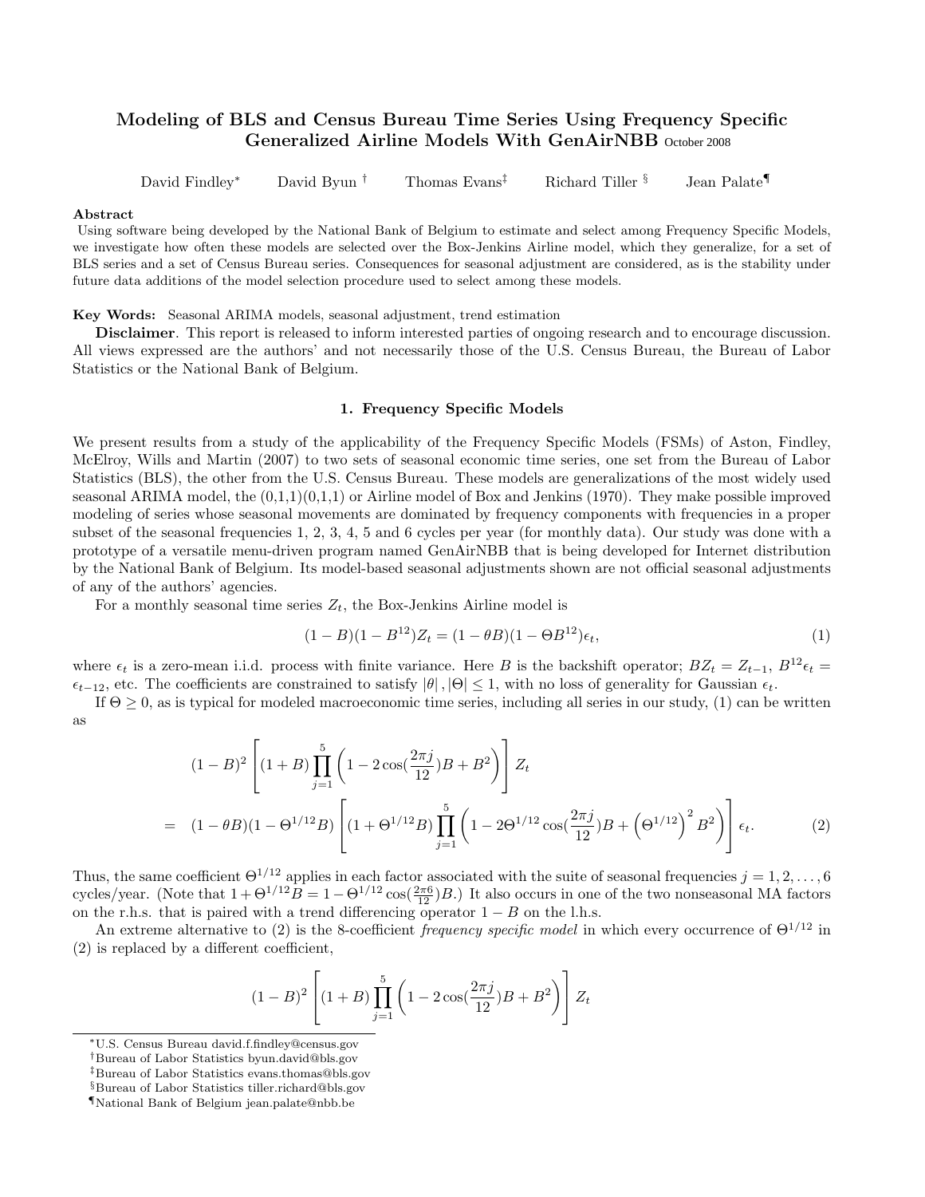# Modeling of BLS and Census Bureau Time Series Using Frequency Specific Generalized Airline Models With GenAirNBB October 2008

David Findley[*] David Byun[†] Thomas Evans[‡] Richard Tiller[§] Jean Palate[¶]

**Abstract**

Using software being developed by the National Bank of Belgium to estimate and select among Frequency Specific Models, we investigate how often these models are selected over the Box-Jenkins Airline model, which they generalize, for a set of BLS series and a set of Census Bureau series. Consequences for seasonal adjustment are considered, as is the stability under future data additions of the model selection procedure used to select among these models.

**Key Words:** Seasonal ARIMA models, seasonal adjustment, trend estimation

**Disclaimer**. This report is released to inform interested parties of ongoing research and to encourage discussion. All views expressed are the authors' and not necessarily those of the U.S. Census Bureau, the Bureau of Labor Statistics or the National Bank of Belgium.

## 1. Frequency Specific Models

We present results from a study of the applicability of the Frequency Specific Models (FSMs) of Aston, Findley, McElroy, Wills and Martin (2007) to two sets of seasonal economic time series, one set from the Bureau of Labor Statistics (BLS), the other from the U.S. Census Bureau. These models are generalizations of the most widely used seasonal ARIMA model, the (0,1,1)(0,1,1) or Airline model of Box and Jenkins (1970). They make possible improved modeling of series whose seasonal movements are dominated by frequency components with frequencies in a proper subset of the seasonal frequencies 1, 2, 3, 4, 5 and 6 cycles per year (for monthly data). Our study was done with a prototype of a versatile menu-driven program named GenAirNBB that is being developed for Internet distribution by the National Bank of Belgium. Its model-based seasonal adjustments shown are not official seasonal adjustments of any of the authors' agencies.

For a monthly seasonal time series $Z_t$, the Box-Jenkins Airline model is

$$(1-B)(1-B^{12})Z_t = (1-\theta B)(1-\Theta B^{12})\epsilon_t, \tag{1}$$

where $\epsilon_t$ is a zero-mean i.i.d. process with finite variance. Here $B$ is the backshift operator; $BZ_t = Z_{t-1}$, $B^{12}\epsilon_t = \epsilon_{t-12}$, etc. The coefficients are constrained to satisfy $|\theta|, |\Theta| \leq 1$, with no loss of generality for Gaussian $\epsilon_t$.

If $\Theta \geq 0$, as is typical for modeled macroeconomic time series, including all series in our study, (1) can be written as

$$\begin{aligned}
& (1-B)^2 \left[ (1+B) \prod_{j=1}^{5} \left( 1 - 2\cos(\frac{2\pi j}{12})B + B^2 \right) \right] Z_t \\
= \quad & (1-\theta B)(1-\Theta^{1/12}B) \left[ (1+\Theta^{1/12}B) \prod_{j=1}^{5} \left( 1 - 2\Theta^{1/12}\cos(\frac{2\pi j}{12})B + \left(\Theta^{1/12}\right)^2 B^2 \right) \right] \epsilon_t.
\end{aligned} \tag{2}$$

Thus, the same coefficient $\Theta^{1/12}$ applies in each factor associated with the suite of seasonal frequencies $j = 1, 2, \ldots, 6$ cycles/year. (Note that $1 + \Theta^{1/12}B = 1 - \Theta^{1/12}\cos(\frac{2\pi 6}{12})B$.) It also occurs in one of the two nonseasonal MA factors on the r.h.s. that is paired with a trend differencing operator $1 - B$ on the l.h.s.

An extreme alternative to (2) is the 8-coefficient *frequency specific model* in which every occurrence of $\Theta^{1/12}$ in (2) is replaced by a different coefficient,

$$(1-B)^2 \left[ (1+B) \prod_{j=1}^{5} \left( 1 - 2\cos(\frac{2\pi j}{12})B + B^2 \right) \right] Z_t$$

---

[*] U.S. Census Bureau david.f.findley@census.gov

[†] Bureau of Labor Statistics byun.david@bls.gov

[‡] Bureau of Labor Statistics evans.thomas@bls.gov

[§] Bureau of Labor Statistics tiller.richard@bls.gov

[¶] National Bank of Belgium jean.palate@nbb.be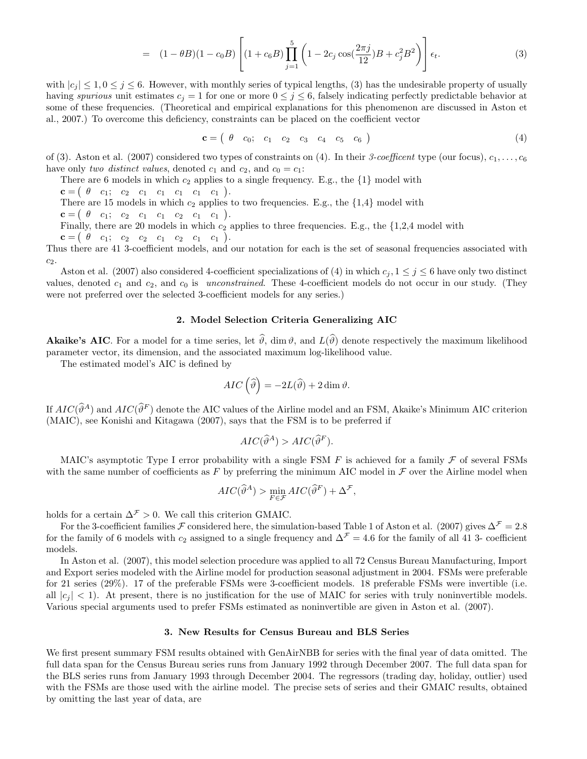$$= \quad (1-\theta B)(1-c_0 B)\left[(1+c_6 B)\prod_{j=1}^{5}\left(1-2c_j\cos(\frac{2\pi j}{12})B+c_j^2 B^2\right)\right]\epsilon_t. \tag{3}$$

with $|c_j| \leq 1, 0 \leq j \leq 6$. However, with monthly series of typical lengths, (3) has the undesirable property of usually having *spurious* unit estimates $c_j = 1$ for one or more $0 \leq j \leq 6$, falsely indicating perfectly predictable behavior at some of these frequencies. (Theoretical and empirical explanations for this phenomenon are discussed in Aston et al., 2007.) To overcome this deficiency, constraints can be placed on the coefficient vector

$$\mathbf{c} = \begin{pmatrix} \theta & c_0; & c_1 & c_2 & c_3 & c_4 & c_5 & c_6 \end{pmatrix} \tag{4}$$

of (3). Aston et al. (2007) considered two types of constraints on (4). In their *3-coefficent* type (our focus), $c_1, \ldots, c_6$ have only *two distinct values*, denoted $c_1$ and $c_2$, and $c_0 = c_1$:

There are 6 models in which $c_2$ applies to a single frequency. E.g., the {1} model with $\mathbf{c} = \begin{pmatrix} \theta & c_1; & c_2 & c_1 & c_1 & c_1 & c_1 & c_1 \end{pmatrix}$.

There are 15 models in which $c_2$ applies to two frequencies. E.g., the {1,4} model with $\mathbf{c} = \begin{pmatrix} \theta & c_1; & c_2 & c_1 & c_1 & c_2 & c_1 & c_1 \end{pmatrix}$.

Finally, there are 20 models in which $c_2$ applies to three frequencies. E.g., the {1,2,4 model with $\mathbf{c} = \begin{pmatrix} \theta & c_1; & c_2 & c_2 & c_1 & c_2 & c_1 & c_1 \end{pmatrix}$.

Thus there are 41 3-coefficient models, and our notation for each is the set of seasonal frequencies associated with $c_2$.

Aston et al. (2007) also considered 4-coefficient specializations of (4) in which $c_j, 1 \leq j \leq 6$ have only two distinct values, denoted $c_1$ and $c_2$, and $c_0$ is *unconstrained*. These 4-coefficient models do not occur in our study. (They were not preferred over the selected 3-coefficient models for any series.)

## 2. Model Selection Criteria Generalizing AIC

**Akaike's AIC**. For a model for a time series, let $\widehat{\vartheta}$, $\dim\vartheta$, and $L(\widehat{\vartheta})$ denote respectively the maximum likelihood parameter vector, its dimension, and the associated maximum log-likelihood value.

The estimated model's AIC is defined by

$$AIC\left(\widehat{\vartheta}\right) = -2L(\widehat{\vartheta}) + 2\dim\vartheta.$$

If $AIC(\widehat{\vartheta}^A)$ and $AIC(\widehat{\vartheta}^F)$ denote the AIC values of the Airline model and an FSM, Akaike's Minimum AIC criterion (MAIC), see Konishi and Kitagawa (2007), says that the FSM is to be preferred if

$$AIC(\widehat{\vartheta}^A) > AIC(\widehat{\vartheta}^F).$$

MAIC's asymptotic Type I error probability with a single FSM $F$ is achieved for a family $\mathcal{F}$ of several FSMs with the same number of coefficients as $F$ by preferring the minimum AIC model in $\mathcal{F}$ over the Airline model when

$$AIC(\widehat{\vartheta}^A) > \min_{F\in\mathcal{F}} AIC(\widehat{\vartheta}^F) + \Delta^{\mathcal{F}},$$

holds for a certain $\Delta^{\mathcal{F}} > 0$. We call this criterion GMAIC.

For the 3-coefficient families $\mathcal{F}$ considered here, the simulation-based Table 1 of Aston et al. (2007) gives $\Delta^{\mathcal{F}} = 2.8$ for the family of 6 models with $c_2$ assigned to a single frequency and $\Delta^{\mathcal{F}} = 4.6$ for the family of all 41 3- coefficient models.

In Aston et al. (2007), this model selection procedure was applied to all 72 Census Bureau Manufacturing, Import and Export series modeled with the Airline model for production seasonal adjustment in 2004. FSMs were preferable for 21 series (29%). 17 of the preferable FSMs were 3-coefficient models. 18 preferable FSMs were invertible (i.e. all $|c_j| < 1$). At present, there is no justification for the use of MAIC for series with truly noninvertible models. Various special arguments used to prefer FSMs estimated as noninvertible are given in Aston et al. (2007).

## 3. New Results for Census Bureau and BLS Series

We first present summary FSM results obtained with GenAirNBB for series with the final year of data omitted. The full data span for the Census Bureau series runs from January 1992 through December 2007. The full data span for the BLS series runs from January 1993 through December 2004. The regressors (trading day, holiday, outlier) used with the FSMs are those used with the airline model. The precise sets of series and their GMAIC results, obtained by omitting the last year of data, are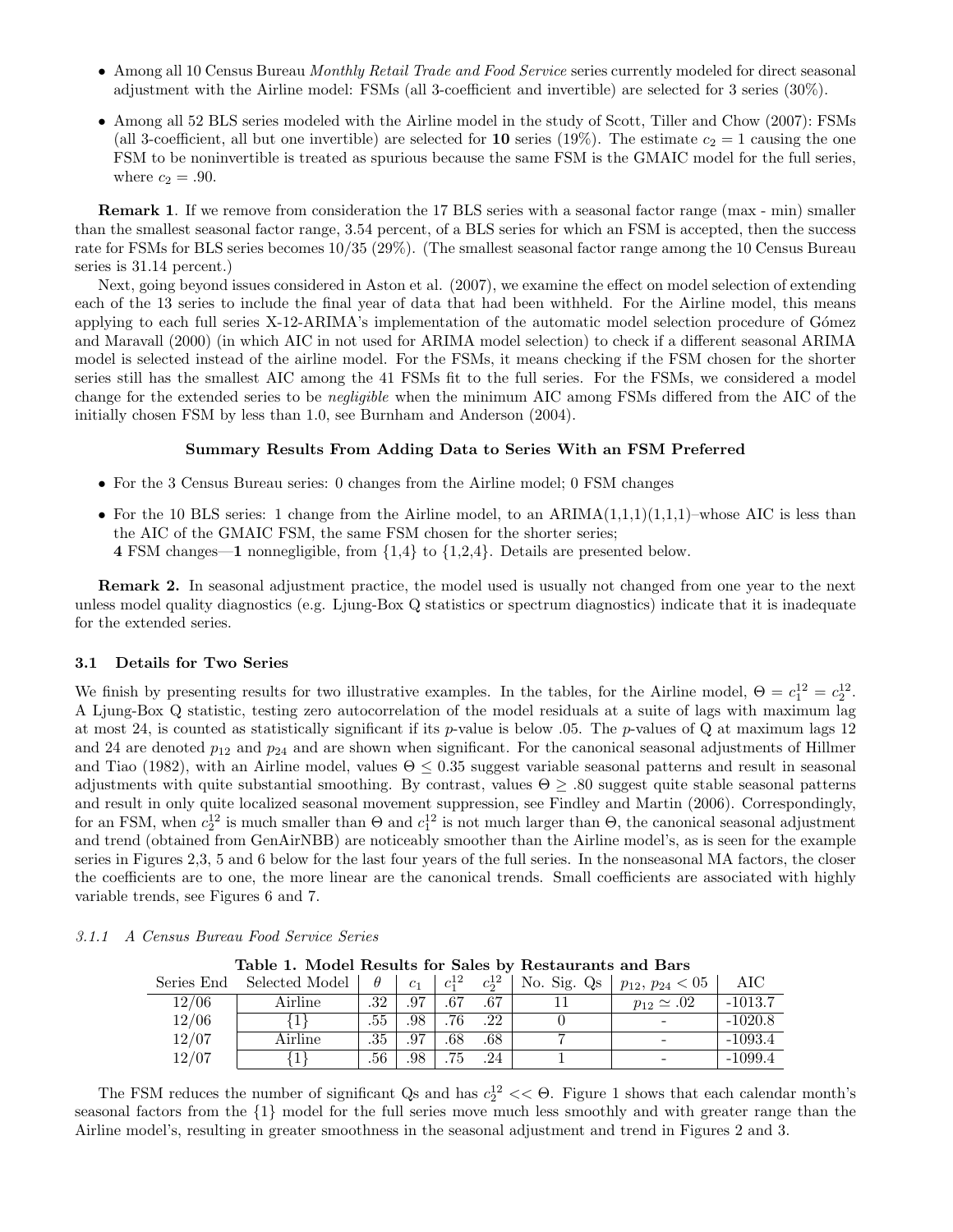- Among all 10 Census Bureau *Monthly Retail Trade and Food Service* series currently modeled for direct seasonal adjustment with the Airline model: FSMs (all 3-coefficient and invertible) are selected for 3 series (30%).
- Among all 52 BLS series modeled with the Airline model in the study of Scott, Tiller and Chow (2007): FSMs (all 3-coefficient, all but one invertible) are selected for **10** series (19%). The estimate $c_2 = 1$ causing the one FSM to be noninvertible is treated as spurious because the same FSM is the GMAIC model for the full series, where $c_2 = .90$.

**Remark 1**. If we remove from consideration the 17 BLS series with a seasonal factor range (max - min) smaller than the smallest seasonal factor range, 3.54 percent, of a BLS series for which an FSM is accepted, then the success rate for FSMs for BLS series becomes 10/35 (29%). (The smallest seasonal factor range among the 10 Census Bureau series is 31.14 percent.)

Next, going beyond issues considered in Aston et al. (2007), we examine the effect on model selection of extending each of the 13 series to include the final year of data that had been withheld. For the Airline model, this means applying to each full series X-12-ARIMA's implementation of the automatic model selection procedure of Gómez and Maravall (2000) (in which AIC in not used for ARIMA model selection) to check if a different seasonal ARIMA model is selected instead of the airline model. For the FSMs, it means checking if the FSM chosen for the shorter series still has the smallest AIC among the 41 FSMs fit to the full series. For the FSMs, we considered a model change for the extended series to be *negligible* when the minimum AIC among FSMs differed from the AIC of the initially chosen FSM by less than 1.0, see Burnham and Anderson (2004).

**Summary Results From Adding Data to Series With an FSM Preferred**

- For the 3 Census Bureau series: 0 changes from the Airline model; 0 FSM changes
- For the 10 BLS series: 1 change from the Airline model, to an ARIMA(1,1,1)(1,1,1)–whose AIC is less than the AIC of the GMAIC FSM, the same FSM chosen for the shorter series;
  **4** FSM changes—**1** nonnegligible, from {1,4} to {1,2,4}. Details are presented below.

**Remark 2.** In seasonal adjustment practice, the model used is usually not changed from one year to the next unless model quality diagnostics (e.g. Ljung-Box Q statistics or spectrum diagnostics) indicate that it is inadequate for the extended series.

### 3.1 Details for Two Series

We finish by presenting results for two illustrative examples. In the tables, for the Airline model, $\Theta = c_1^{12} = c_2^{12}$. A Ljung-Box Q statistic, testing zero autocorrelation of the model residuals at a suite of lags with maximum lag at most 24, is counted as statistically significant if its $p$-value is below .05. The $p$-values of Q at maximum lags 12 and 24 are denoted $p_{12}$ and $p_{24}$ and are shown when significant. For the canonical seasonal adjustments of Hillmer and Tiao (1982), with an Airline model, values $\Theta \leq 0.35$ suggest variable seasonal patterns and result in seasonal adjustments with quite substantial smoothing. By contrast, values $\Theta \geq .80$ suggest quite stable seasonal patterns and result in only quite localized seasonal movement suppression, see Findley and Martin (2006). Correspondingly, for an FSM, when $c_2^{12}$ is much smaller than $\Theta$ and $c_1^{12}$ is not much larger than $\Theta$, the canonical seasonal adjustment and trend (obtained from GenAirNBB) are noticeably smoother than the Airline model's, as is seen for the example series in Figures 2,3, 5 and 6 below for the last four years of the full series. In the nonseasonal MA factors, the closer the coefficients are to one, the more linear are the canonical trends. Small coefficients are associated with highly variable trends, see Figures 6 and 7.

#### *3.1.1 A Census Bureau Food Service Series*

**Table 1. Model Results for Sales by Restaurants and Bars**

| Series End | Selected Model | $\theta$ | $c_1$ | $c_1^{12}$ | $c_2^{12}$ | No. Sig. Qs | $p_{12}$, $p_{24} < 05$ | AIC |
|---|---|---|---|---|---|---|---|---|
| 12/06 | Airline | .32 | .97 | .67 | .67 | 11 | $p_{12} \simeq .02$ | -1013.7 |
| 12/06 | {1} | .55 | .98 | .76 | .22 | 0 | - | -1020.8 |
| 12/07 | Airline | .35 | .97 | .68 | .68 | 7 | - | -1093.4 |
| 12/07 | {1} | .56 | .98 | .75 | .24 | 1 | - | -1099.4 |

The FSM reduces the number of significant Qs and has $c_2^{12} << \Theta$. Figure 1 shows that each calendar month's seasonal factors from the {1} model for the full series move much less smoothly and with greater range than the Airline model's, resulting in greater smoothness in the seasonal adjustment and trend in Figures 2 and 3.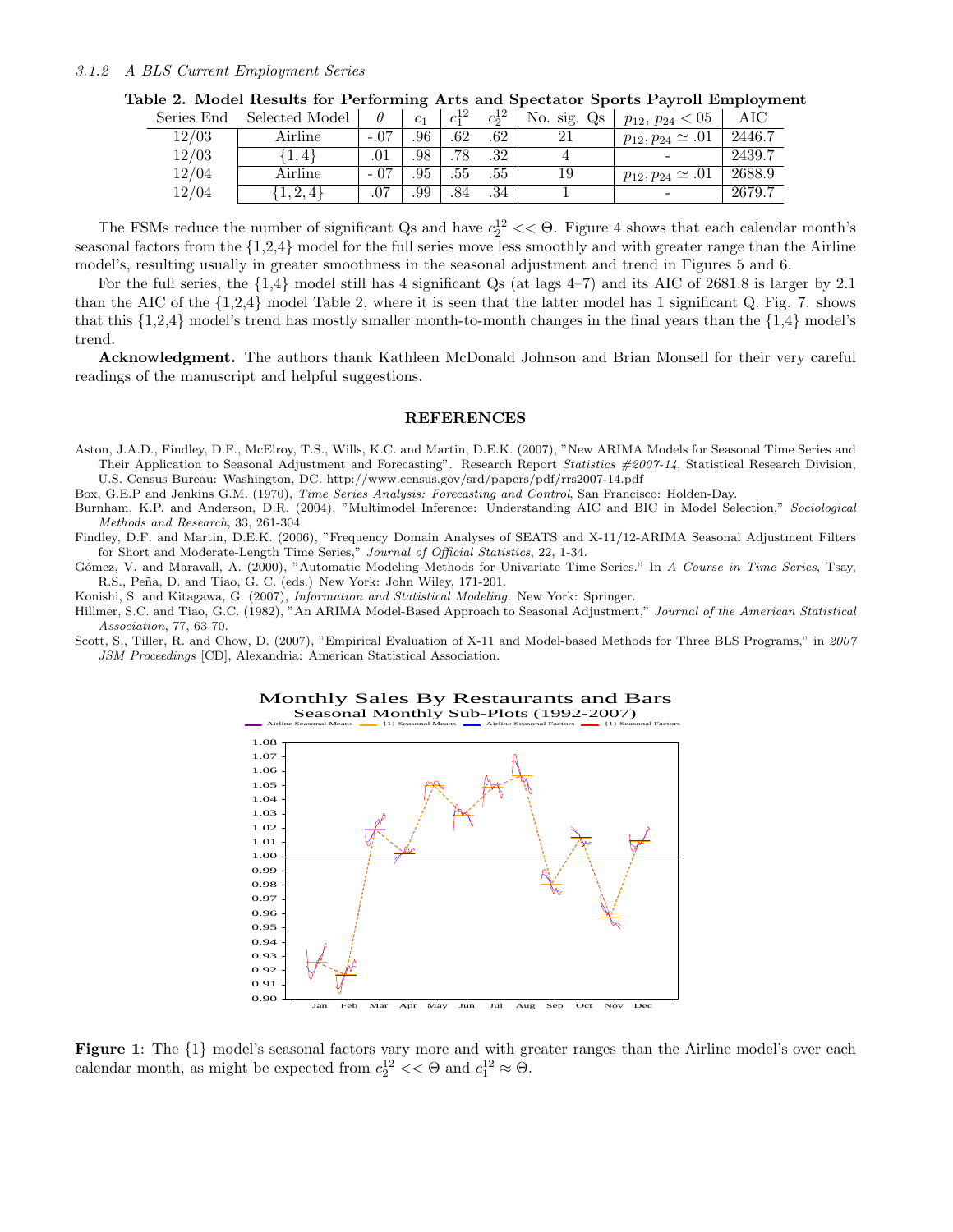### 3.1.2 A BLS Current Employment Series

**Table 2. Model Results for Performing Arts and Spectator Sports Payroll Employment**

| Series End | Selected Model | $\theta$ | $c_1$ | $c_1^{12}$ | $c_2^{12}$ | No. sig. Qs | $p_{12}$, $p_{24} < 05$ | AIC |
|---|---|---|---|---|---|---|---|---|
| 12/03 | Airline | -.07 | .96 | .62 | .62 | 21 | $p_{12}, p_{24} \simeq .01$ | 2446.7 |
| 12/03 | $\{1,4\}$ | .01 | .98 | .78 | .32 | 4 | - | 2439.7 |
| 12/04 | Airline | -.07 | .95 | .55 | .55 | 19 | $p_{12}, p_{24} \simeq .01$ | 2688.9 |
| 12/04 | $\{1,2,4\}$ | .07 | .99 | .84 | .34 | 1 | - | 2679.7 |

The FSMs reduce the number of significant Qs and have $c_2^{12} << \Theta$. Figure 4 shows that each calendar month's seasonal factors from the {1,2,4} model for the full series move less smoothly and with greater range than the Airline model's, resulting usually in greater smoothness in the seasonal adjustment and trend in Figures 5 and 6.

For the full series, the {1,4} model still has 4 significant Qs (at lags 4–7) and its AIC of 2681.8 is larger by 2.1 than the AIC of the {1,2,4} model Table 2, where it is seen that the latter model has 1 significant Q. Fig. 7. shows that this {1,2,4} model's trend has mostly smaller month-to-month changes in the final years than the {1,4} model's trend.

**Acknowledgment.** The authors thank Kathleen McDonald Johnson and Brian Monsell for their very careful readings of the manuscript and helpful suggestions.

## REFERENCES

Aston, J.A.D., Findley, D.F., McElroy, T.S., Wills, K.C. and Martin, D.E.K. (2007), "New ARIMA Models for Seasonal Time Series and Their Application to Seasonal Adjustment and Forecasting". Research Report *Statistics #2007-14*, Statistical Research Division, U.S. Census Bureau: Washington, DC. http://www.census.gov/srd/papers/pdf/rrs2007-14.pdf

Box, G.E.P and Jenkins G.M. (1970), *Time Series Analysis: Forecasting and Control*, San Francisco: Holden-Day.

Burnham, K.P. and Anderson, D.R. (2004), "Multimodel Inference: Understanding AIC and BIC in Model Selection," *Sociological Methods and Research*, 33, 261-304.

Findley, D.F. and Martin, D.E.K. (2006), "Frequency Domain Analyses of SEATS and X-11/12-ARIMA Seasonal Adjustment Filters for Short and Moderate-Length Time Series," *Journal of Official Statistics*, 22, 1-34.

Gómez, V. and Maravall, A. (2000), "Automatic Modeling Methods for Univariate Time Series." In *A Course in Time Series*, Tsay, R.S., Peña, D. and Tiao, G. C. (eds.) New York: John Wiley, 171-201.

Konishi, S. and Kitagawa, G. (2007), *Information and Statistical Modeling.* New York: Springer.

Hillmer, S.C. and Tiao, G.C. (1982), "An ARIMA Model-Based Approach to Seasonal Adjustment," *Journal of the American Statistical Association*, 77, 63-70.

Scott, S., Tiller, R. and Chow, D. (2007), "Empirical Evaluation of X-11 and Model-based Methods for Three BLS Programs," in *2007 JSM Proceedings* [CD], Alexandria: American Statistical Association.

**Figure 1**: The {1} model's seasonal factors vary more and with greater ranges than the Airline model's over each calendar month, as might be expected from $c_2^{12} << \Theta$ and $c_1^{12} \approx \Theta$.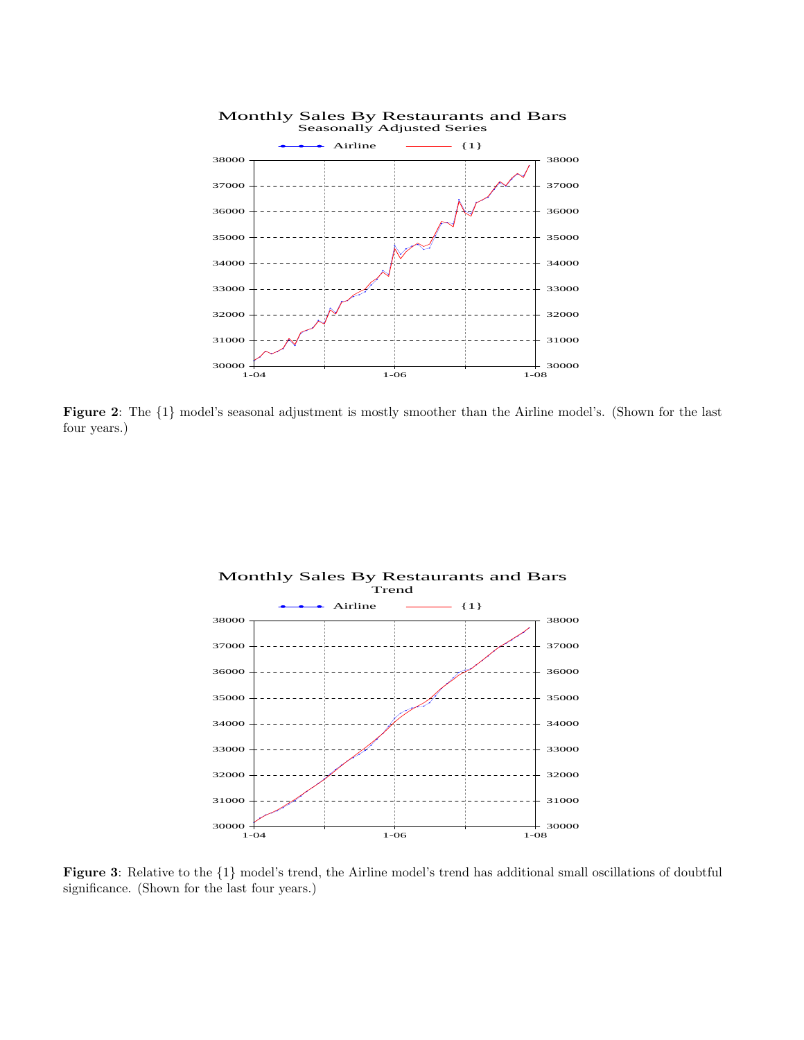**Figure 2**: The {1} model's seasonal adjustment is mostly smoother than the Airline model's. (Shown for the last four years.)

**Figure 3**: Relative to the {1} model's trend, the Airline model's trend has additional small oscillations of doubtful significance. (Shown for the last four years.)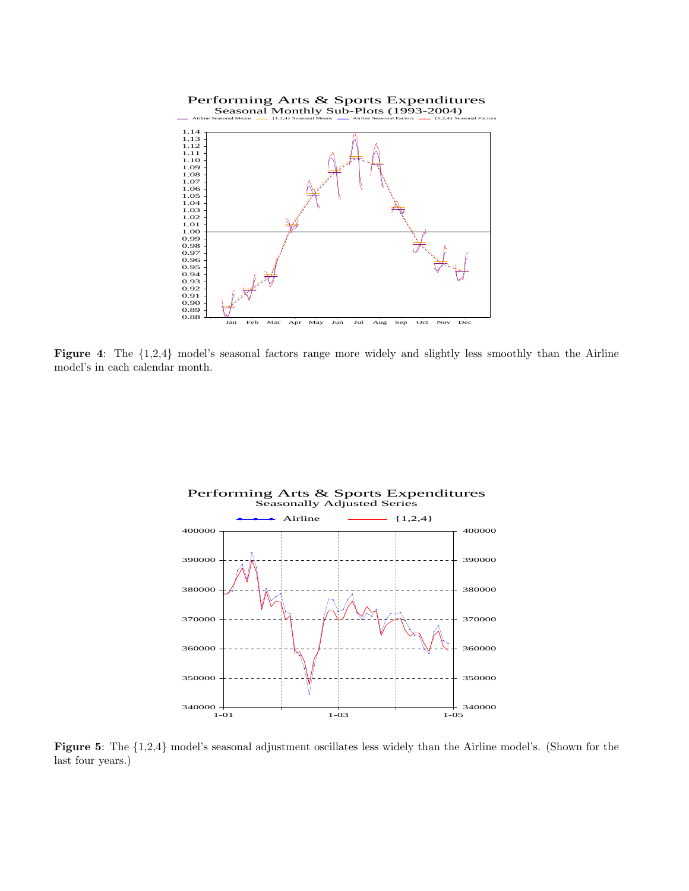**Figure 4**: The {1,2,4} model's seasonal factors range more widely and slightly less smoothly than the Airline model's in each calendar month.

**Figure 5**: The {1,2,4} model's seasonal adjustment oscillates less widely than the Airline model's. (Shown for the last four years.)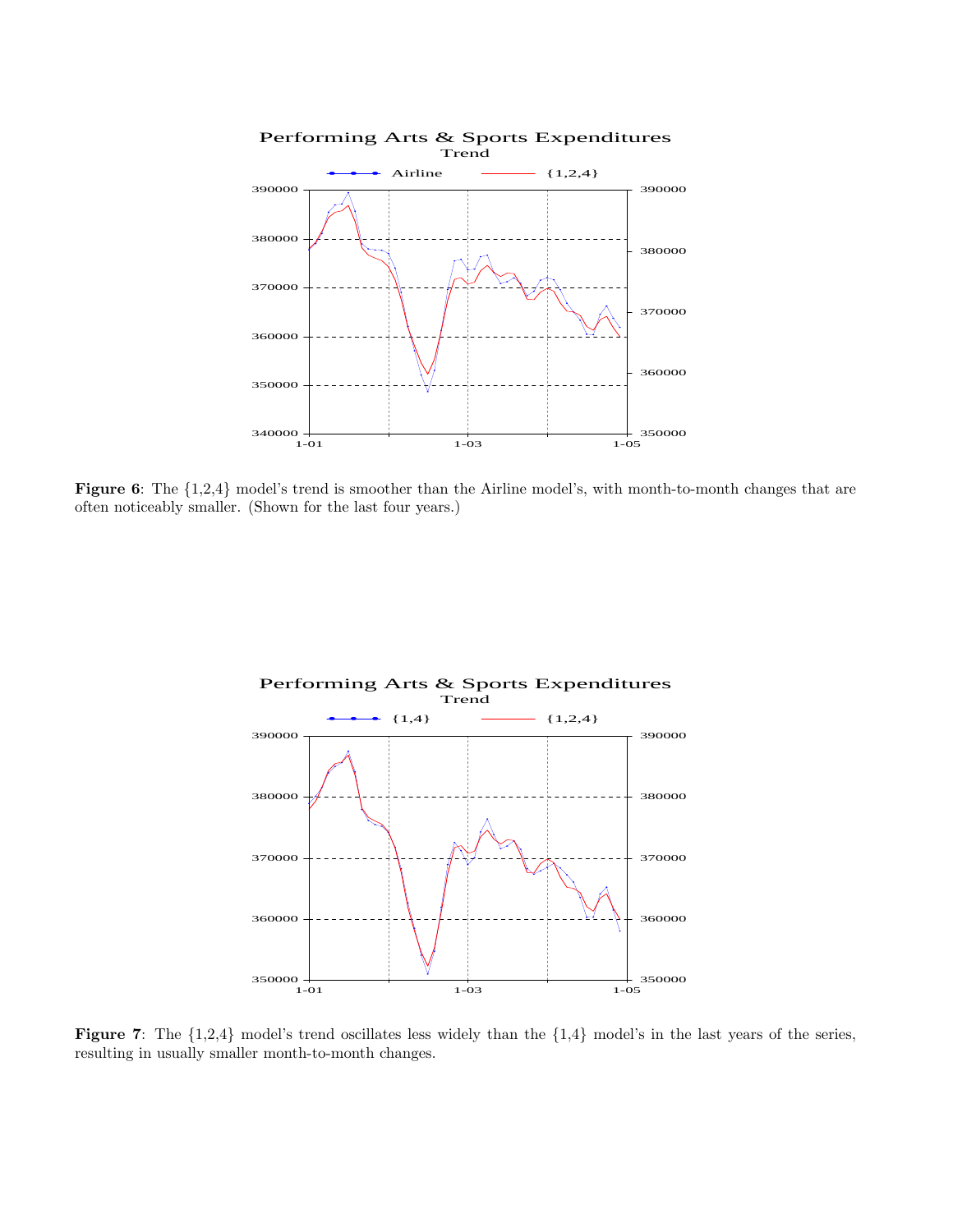Performing Arts & Sports Expenditures
Trend

Airline    {1,2,4}

390000
380000
370000
360000
350000
340000

390000
380000
370000
360000
350000

1-01    1-03    1-05

**Figure 6**: The {1,2,4} model's trend is smoother than the Airline model's, with month-to-month changes that are often noticeably smaller. (Shown for the last four years.)

Performing Arts & Sports Expenditures
Trend

{1,4}    {1,2,4}

390000
380000
370000
360000
350000

390000
380000
370000
360000
350000

1-01    1-03    1-05

**Figure 7**: The {1,2,4} model's trend oscillates less widely than the {1,4} model's in the last years of the series, resulting in usually smaller month-to-month changes.